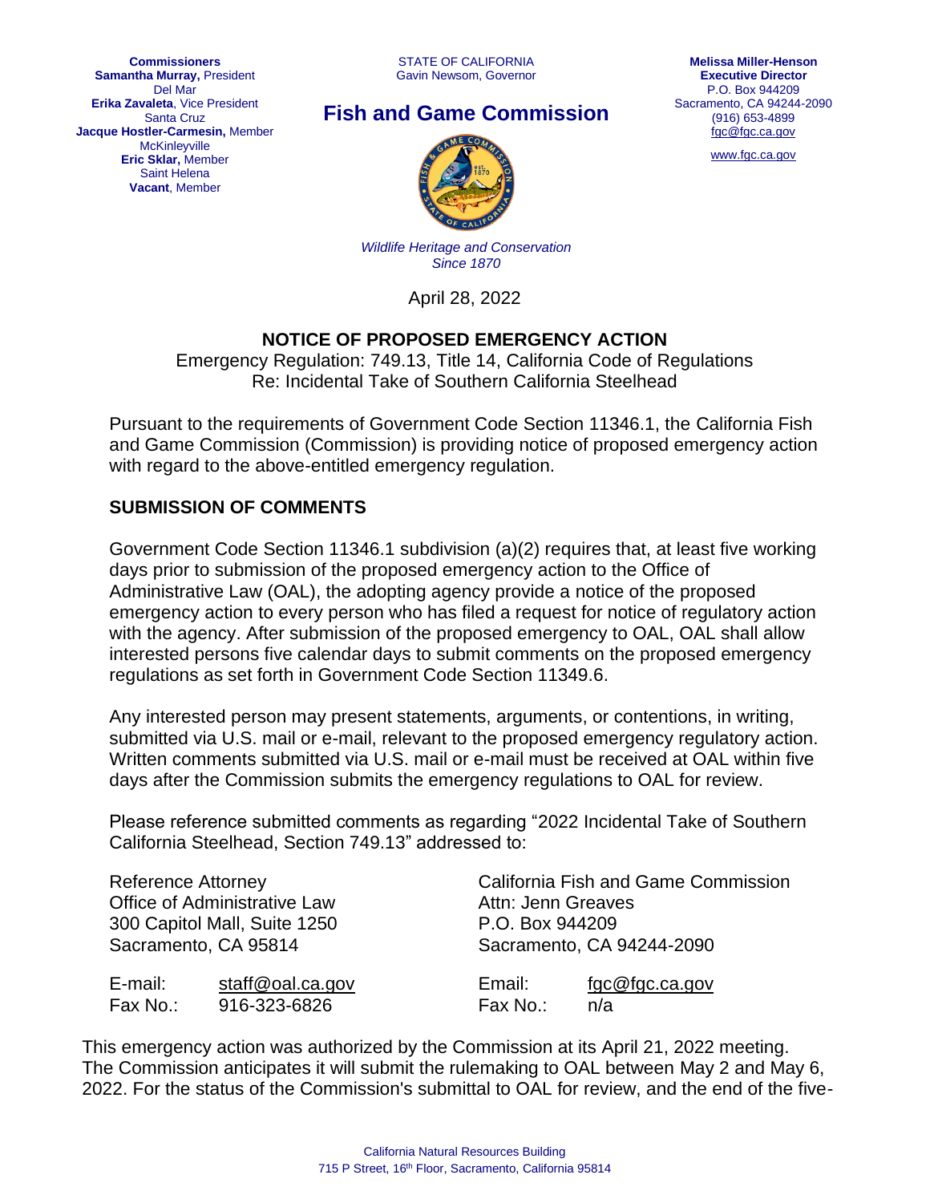**Commissioners**
**Samantha Murray,** President
Del Mar
**Erika Zavaleta**, Vice President
Santa Cruz
**Jacque Hostler-Carmesin,** Member
McKinleyville
**Eric Sklar,** Member
Saint Helena
**Vacant**, Member

STATE OF CALIFORNIA
Gavin Newsom, Governor

## Fish and Game Commission

*Wildlife Heritage and Conservation Since 1870*

**Melissa Miller-Henson**
**Executive Director**
P.O. Box 944209
Sacramento, CA 94244-2090
(916) 653-4899
fgc@fgc.ca.gov
www.fgc.ca.gov

April 28, 2022

### NOTICE OF PROPOSED EMERGENCY ACTION

Emergency Regulation: 749.13, Title 14, California Code of Regulations
Re: Incidental Take of Southern California Steelhead

Pursuant to the requirements of Government Code Section 11346.1, the California Fish and Game Commission (Commission) is providing notice of proposed emergency action with regard to the above-entitled emergency regulation.

### SUBMISSION OF COMMENTS

Government Code Section 11346.1 subdivision (a)(2) requires that, at least five working days prior to submission of the proposed emergency action to the Office of Administrative Law (OAL), the adopting agency provide a notice of the proposed emergency action to every person who has filed a request for notice of regulatory action with the agency. After submission of the proposed emergency to OAL, OAL shall allow interested persons five calendar days to submit comments on the proposed emergency regulations as set forth in Government Code Section 11349.6.

Any interested person may present statements, arguments, or contentions, in writing, submitted via U.S. mail or e-mail, relevant to the proposed emergency regulatory action. Written comments submitted via U.S. mail or e-mail must be received at OAL within five days after the Commission submits the emergency regulations to OAL for review.

Please reference submitted comments as regarding "2022 Incidental Take of Southern California Steelhead, Section 749.13" addressed to:

| Reference Attorney | | California Fish and Game Commission | |
|---|---|---|---|
| Office of Administrative Law | | Attn: Jenn Greaves | |
| 300 Capitol Mall, Suite 1250 | | P.O. Box 944209 | |
| Sacramento, CA 95814 | | Sacramento, CA 94244-2090 | |
| E-mail: | staff@oal.ca.gov | Email: | fgc@fgc.ca.gov |
| Fax No.: | 916-323-6826 | Fax No.: | n/a |

This emergency action was authorized by the Commission at its April 21, 2022 meeting. The Commission anticipates it will submit the rulemaking to OAL between May 2 and May 6, 2022. For the status of the Commission's submittal to OAL for review, and the end of the five-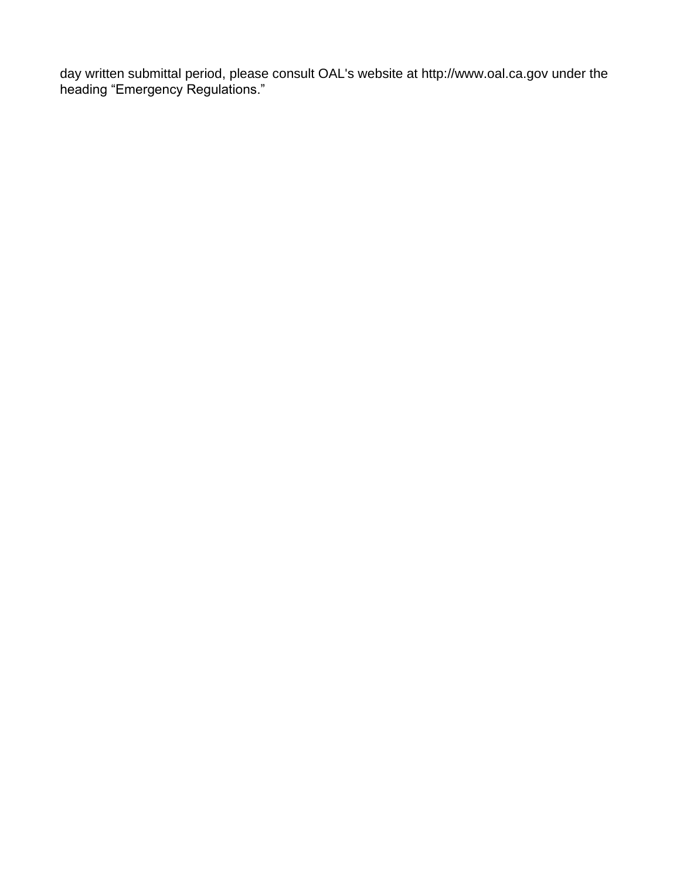day written submittal period, please consult OAL's website at http://www.oal.ca.gov under the heading “Emergency Regulations.”